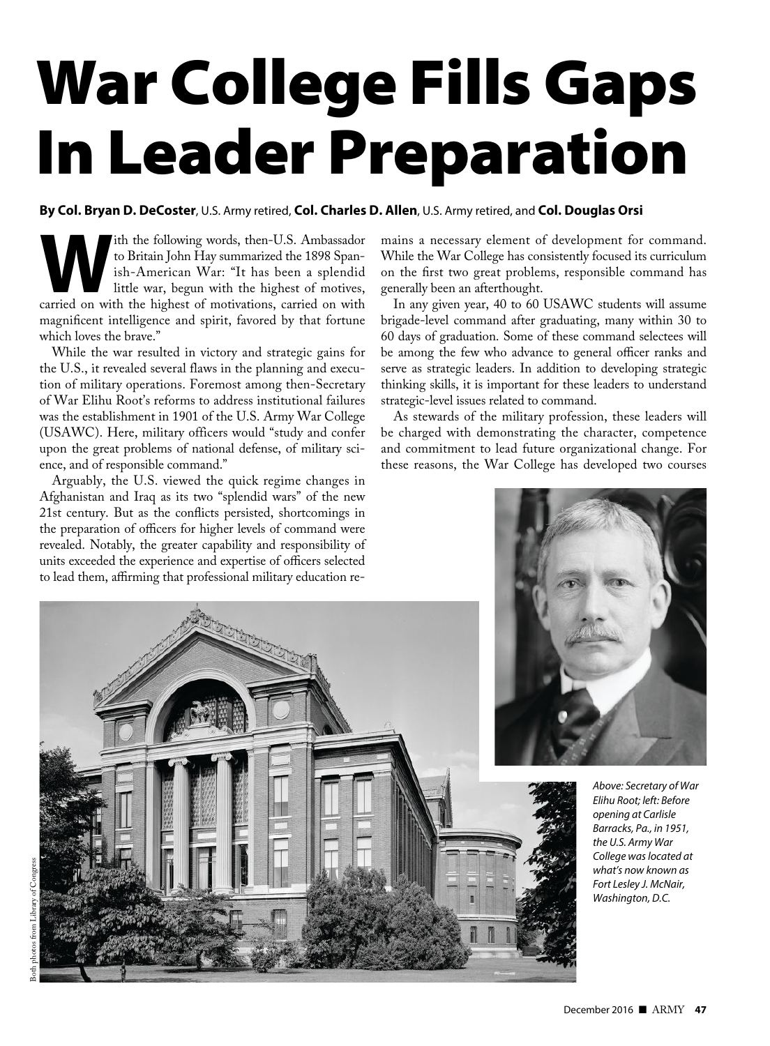# War College Fills Gaps In Leader Preparation

**By Col. Bryan D. DeCoster**, U.S. Army retired, **Col. Charles D. Allen**, U.S. Army retired, and **Col. Douglas Orsi**

With the following words, then-U.S. Ambassador to Britain John Hay summarized the 1898 Spanish-American War: "It has been a splendid little war, begun with the highest of motives, carried on with the highest of motivations, carried on with magnificent intelligence and spirit, favored by that fortune which loves the brave."

While the war resulted in victory and strategic gains for the U.S., it revealed several flaws in the planning and execution of military operations. Foremost among then-Secretary of War Elihu Root's reforms to address institutional failures was the establishment in 1901 of the U.S. Army War College (USAWC). Here, military officers would "study and confer upon the great problems of national defense, of military science, and of responsible command."

Arguably, the U.S. viewed the quick regime changes in Afghanistan and Iraq as its two "splendid wars" of the new 21st century. But as the conflicts persisted, shortcomings in the preparation of officers for higher levels of command were revealed. Notably, the greater capability and responsibility of units exceeded the experience and expertise of officers selected to lead them, affirming that professional military education remains a necessary element of development for command. While the War College has consistently focused its curriculum on the first two great problems, responsible command has generally been an afterthought.

In any given year, 40 to 60 USAWC students will assume brigade-level command after graduating, many within 30 to 60 days of graduation. Some of these command selectees will be among the few who advance to general officer ranks and serve as strategic leaders. In addition to developing strategic thinking skills, it is important for these leaders to understand strategic-level issues related to command.

As stewards of the military profession, these leaders will be charged with demonstrating the character, competence and commitment to lead future organizational change. For these reasons, the War College has developed two courses

*Above: Secretary of War Elihu Root; left: Before opening at Carlisle Barracks, Pa., in 1951, the U.S. Army War College was located at what's now known as Fort Lesley J. McNair, Washington, D.C.*

Both photos from Library of Congress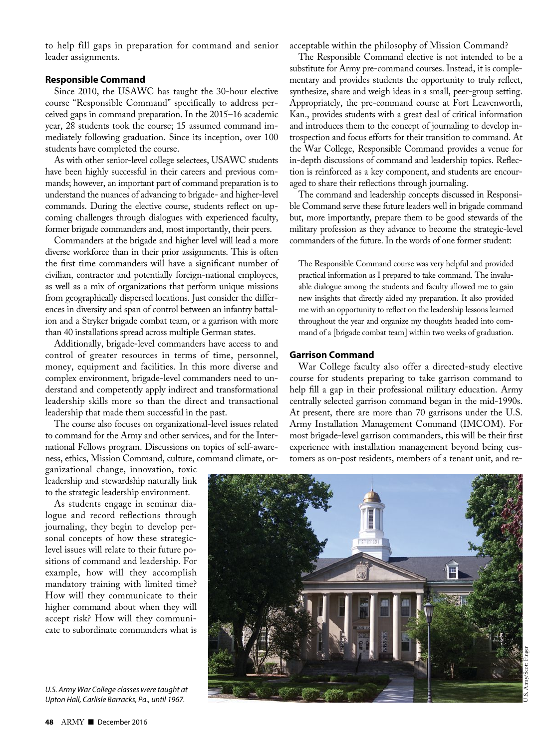to help fill gaps in preparation for command and senior leader assignments.

## Responsible Command

Since 2010, the USAWC has taught the 30-hour elective course "Responsible Command" specifically to address perceived gaps in command preparation. In the 2015–16 academic year, 28 students took the course; 15 assumed command immediately following graduation. Since its inception, over 100 students have completed the course.

As with other senior-level college selectees, USAWC students have been highly successful in their careers and previous commands; however, an important part of command preparation is to understand the nuances of advancing to brigade- and higher-level commands. During the elective course, students reflect on upcoming challenges through dialogues with experienced faculty, former brigade commanders and, most importantly, their peers.

Commanders at the brigade and higher level will lead a more diverse workforce than in their prior assignments. This is often the first time commanders will have a significant number of civilian, contractor and potentially foreign-national employees, as well as a mix of organizations that perform unique missions from geographically dispersed locations. Just consider the differences in diversity and span of control between an infantry battalion and a Stryker brigade combat team, or a garrison with more than 40 installations spread across multiple German states.

Additionally, brigade-level commanders have access to and control of greater resources in terms of time, personnel, money, equipment and facilities. In this more diverse and complex environment, brigade-level commanders need to understand and competently apply indirect and transformational leadership skills more so than the direct and transactional leadership that made them successful in the past.

The course also focuses on organizational-level issues related to command for the Army and other services, and for the International Fellows program. Discussions on topics of self-awareness, ethics, Mission Command, culture, command climate, organizational change, innovation, toxic leadership and stewardship naturally link to the strategic leadership environment.

As students engage in seminar dialogue and record reflections through journaling, they begin to develop personal concepts of how these strategic-level issues will relate to their future positions of command and leadership. For example, how will they accomplish mandatory training with limited time? How will they communicate to their higher command about when they will accept risk? How will they communicate to subordinate commanders what is acceptable within the philosophy of Mission Command?

The Responsible Command elective is not intended to be a substitute for Army pre-command courses. Instead, it is complementary and provides students the opportunity to truly reflect, synthesize, share and weigh ideas in a small, peer-group setting. Appropriately, the pre-command course at Fort Leavenworth, Kan., provides students with a great deal of critical information and introduces them to the concept of journaling to develop introspection and focus efforts for their transition to command. At the War College, Responsible Command provides a venue for in-depth discussions of command and leadership topics. Reflection is reinforced as a key component, and students are encouraged to share their reflections through journaling.

The command and leadership concepts discussed in Responsible Command serve these future leaders well in brigade command but, more importantly, prepare them to be good stewards of the military profession as they advance to become the strategic-level commanders of the future. In the words of one former student:

> The Responsible Command course was very helpful and provided practical information as I prepared to take command. The invaluable dialogue among the students and faculty allowed me to gain new insights that directly aided my preparation. It also provided me with an opportunity to reflect on the leadership lessons learned throughout the year and organize my thoughts headed into command of a [brigade combat team] within two weeks of graduation.

## Garrison Command

War College faculty also offer a directed-study elective course for students preparing to take garrison command to help fill a gap in their professional military education. Army centrally selected garrison command began in the mid-1990s. At present, there are more than 70 garrisons under the U.S. Army Installation Management Command (IMCOM). For most brigade-level garrison commanders, this will be their first experience with installation management beyond being customers as on-post residents, members of a tenant unit, and re-

U.S. Army/Scott Finger

*U.S. Army War College classes were taught at Upton Hall, Carlisle Barracks, Pa., until 1967.*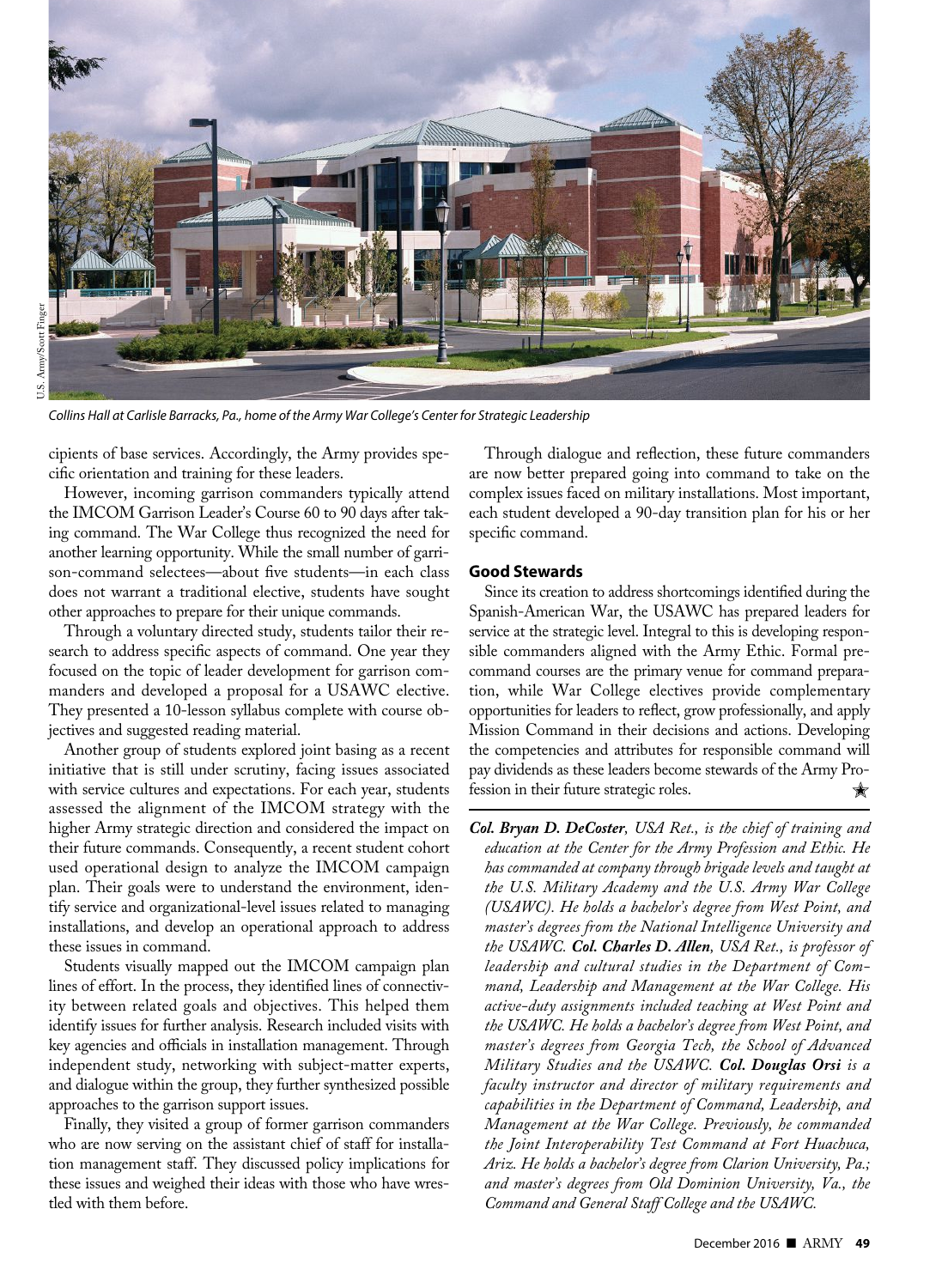Collins Hall at Carlisle Barracks, Pa., home of the Army War College's Center for Strategic Leadership

U.S. Army/Scott Finger

cipients of base services. Accordingly, the Army provides specific orientation and training for these leaders.

However, incoming garrison commanders typically attend the IMCOM Garrison Leader's Course 60 to 90 days after taking command. The War College thus recognized the need for another learning opportunity. While the small number of garrison-command selectees—about five students—in each class does not warrant a traditional elective, students have sought other approaches to prepare for their unique commands.

Through a voluntary directed study, students tailor their research to address specific aspects of command. One year they focused on the topic of leader development for garrison commanders and developed a proposal for a USAWC elective. They presented a 10-lesson syllabus complete with course objectives and suggested reading material.

Another group of students explored joint basing as a recent initiative that is still under scrutiny, facing issues associated with service cultures and expectations. For each year, students assessed the alignment of the IMCOM strategy with the higher Army strategic direction and considered the impact on their future commands. Consequently, a recent student cohort used operational design to analyze the IMCOM campaign plan. Their goals were to understand the environment, identify service and organizational-level issues related to managing installations, and develop an operational approach to address these issues in command.

Students visually mapped out the IMCOM campaign plan lines of effort. In the process, they identified lines of connectivity between related goals and objectives. This helped them identify issues for further analysis. Research included visits with key agencies and officials in installation management. Through independent study, networking with subject-matter experts, and dialogue within the group, they further synthesized possible approaches to the garrison support issues.

Finally, they visited a group of former garrison commanders who are now serving on the assistant chief of staff for installation management staff. They discussed policy implications for these issues and weighed their ideas with those who have wrestled with them before.

Through dialogue and reflection, these future commanders are now better prepared going into command to take on the complex issues faced on military installations. Most important, each student developed a 90-day transition plan for his or her specific command.

## Good Stewards

Since its creation to address shortcomings identified during the Spanish-American War, the USAWC has prepared leaders for service at the strategic level. Integral to this is developing responsible commanders aligned with the Army Ethic. Formal precommand courses are the primary venue for command preparation, while War College electives provide complementary opportunities for leaders to reflect, grow professionally, and apply Mission Command in their decisions and actions. Developing the competencies and attributes for responsible command will pay dividends as these leaders become stewards of the Army Profession in their future strategic roles. ★

***Col. Bryan D. DeCoster**, USA Ret., is the chief of training and education at the Center for the Army Profession and Ethic. He has commanded at company through brigade levels and taught at the U.S. Military Academy and the U.S. Army War College (USAWC). He holds a bachelor's degree from West Point, and master's degrees from the National Intelligence University and the USAWC. **Col. Charles D. Allen**, USA Ret., is professor of leadership and cultural studies in the Department of Command, Leadership and Management at the War College. His active-duty assignments included teaching at West Point and the USAWC. He holds a bachelor's degree from West Point, and master's degrees from Georgia Tech, the School of Advanced Military Studies and the USAWC. **Col. Douglas Orsi** is a faculty instructor and director of military requirements and capabilities in the Department of Command, Leadership, and Management at the War College. Previously, he commanded the Joint Interoperability Test Command at Fort Huachuca, Ariz. He holds a bachelor's degree from Clarion University, Pa.; and master's degrees from Old Dominion University, Va., the Command and General Staff College and the USAWC.*